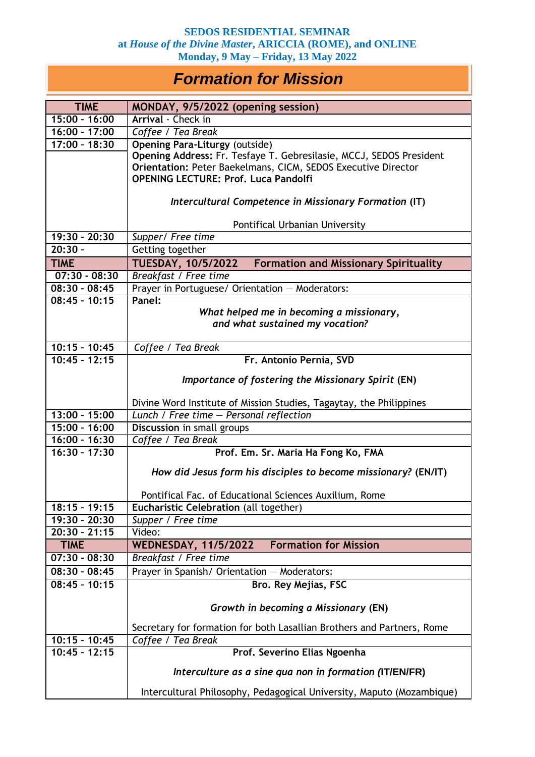**SEDOS RESIDENTIAL SEMINAR**
**at *House of the Divine Master*, ARICCIA (ROME), and ONLINE**
**Monday, 9 May – Friday, 13 May 2022**

# *Formation for Mission*

| TIME | MONDAY, 9/5/2022 (opening session) |
|---|---|
| 15:00 - 16:00 | **Arrival** - Check in |
| 16:00 - 17:00 | *Coffee / Tea Break* |
| 17:00 - 18:30 | **Opening Para-Liturgy** (outside)<br>**Opening Address:** Fr. Tesfaye T. Gebresilasie, MCCJ, SEDOS President<br>**Orientation:** Peter Baekelmans, CICM, SEDOS Executive Director<br>**OPENING LECTURE: Prof. Luca Pandolfi**<br>***Intercultural Competence in Missionary Formation* (IT)**<br>Pontifical Urbanian University |
| 19:30 - 20:30 | *Supper/ Free time* |
| 20:30 - | Getting together |
| **TIME** | **TUESDAY, 10/5/2022 Formation and Missionary Spirituality** |
| 07:30 - 08:30 | *Breakfast / Free time* |
| 08:30 - 08:45 | Prayer in Portuguese/ Orientation – Moderators: |
| 08:45 - 10:15 | **Panel:**<br>***What helped me in becoming a missionary, and what sustained my vocation?*** |
| 10:15 - 10:45 | *Coffee / Tea Break* |
| 10:45 - 12:15 | **Fr. Antonio Pernia, SVD**<br>***Importance of fostering the Missionary Spirit* (EN)**<br>Divine Word Institute of Mission Studies, Tagaytay, the Philippines |
| 13:00 - 15:00 | *Lunch / Free time – Personal reflection* |
| 15:00 - 16:00 | **Discussion** in small groups |
| 16:00 - 16:30 | *Coffee / Tea Break* |
| 16:30 - 17:30 | **Prof. Em. Sr. Maria Ha Fong Ko, FMA**<br>***How did Jesus form his disciples to become missionary?* (EN/IT)**<br>Pontifical Fac. of Educational Sciences Auxilium, Rome |
| 18:15 - 19:15 | **Eucharistic Celebration** (all together) |
| 19:30 - 20:30 | *Supper / Free time* |
| 20:30 - 21:15 | Video: |
| **TIME** | **WEDNESDAY, 11/5/2022 Formation for Mission** |
| 07:30 - 08:30 | *Breakfast / Free time* |
| 08:30 - 08:45 | Prayer in Spanish/ Orientation – Moderators: |
| 08:45 - 10:15 | **Bro. Rey Mejias, FSC**<br>***Growth in becoming a Missionary* (EN)**<br>Secretary for formation for both Lasallian Brothers and Partners, Rome |
| 10:15 - 10:45 | *Coffee / Tea Break* |
| 10:45 - 12:15 | **Prof. Severino Elias Ngoenha**<br>***Interculture as a sine qua non in formation* (IT/EN/FR)**<br>Intercultural Philosophy, Pedagogical University, Maputo (Mozambique) |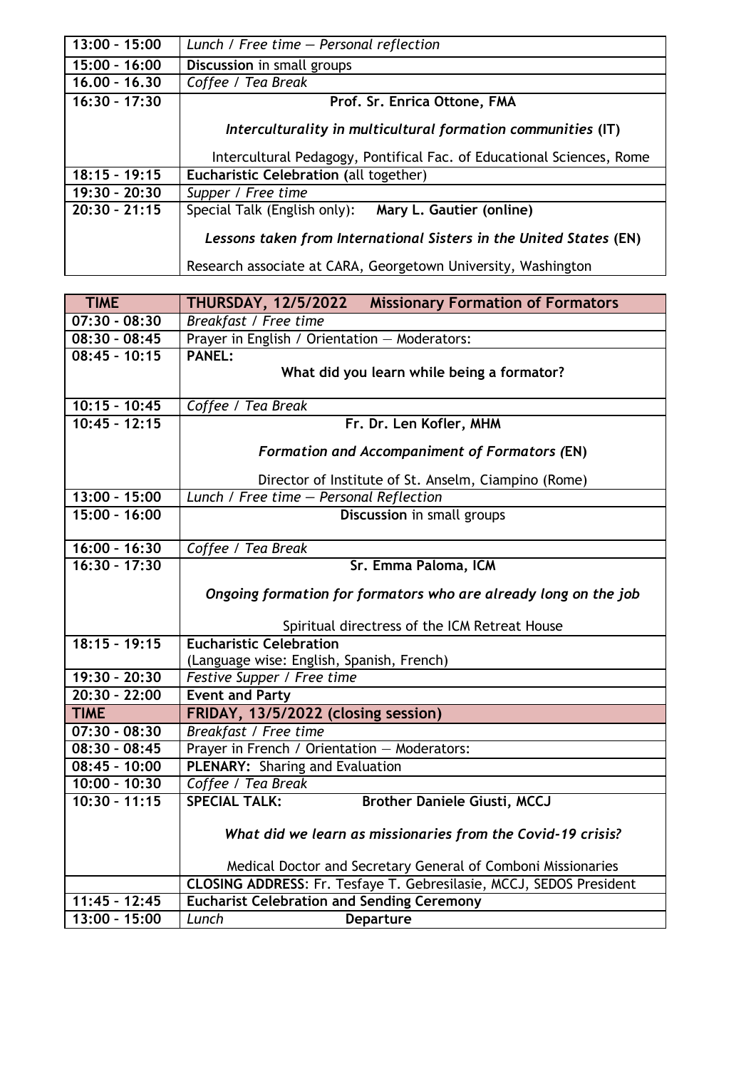| | |
|---|---|
| 13:00 - 15:00 | *Lunch / Free time — Personal reflection* |
| 15:00 - 16:00 | **Discussion** in small groups |
| 16.00 - 16.30 | *Coffee / Tea Break* |
| 16:30 - 17:30 | **Prof. Sr. Enrica Ottone, FMA** <br> ***Interculturality in multicultural formation communities* (IT)** <br> Intercultural Pedagogy, Pontifical Fac. of Educational Sciences, Rome |
| 18:15 - 19:15 | **Eucharistic Celebration (**all together) |
| 19:30 - 20:30 | *Supper / Free time* |
| 20:30 - 21:15 | Special Talk (English only): **Mary L. Gautier (online)** <br> ***Lessons taken from International Sisters in the United States* (EN)** <br> Research associate at CARA, Georgetown University, Washington |

| TIME | THURSDAY, 12/5/2022 Missionary Formation of Formators |
|---|---|
| 07:30 - 08:30 | *Breakfast / Free time* |
| 08:30 - 08:45 | Prayer in English / Orientation — Moderators: |
| 08:45 - 10:15 | **PANEL:** <br> **What did you learn while being a formator?** |
| 10:15 - 10:45 | *Coffee / Tea Break* |
| 10:45 - 12:15 | **Fr. Dr. Len Kofler, MHM** <br> ***Formation and Accompaniment of Formators (*EN)** <br> Director of Institute of St. Anselm, Ciampino (Rome) |
| 13:00 - 15:00 | *Lunch / Free time — Personal Reflection* |
| 15:00 - 16:00 | **Discussion** in small groups |
| 16:00 - 16:30 | *Coffee / Tea Break* |
| 16:30 - 17:30 | **Sr. Emma Paloma, ICM** <br> ***Ongoing formation for formators who are already long on the job*** <br> Spiritual directress of the ICM Retreat House |
| 18:15 - 19:15 | **Eucharistic Celebration** <br> (Language wise: English, Spanish, French) |
| 19:30 - 20:30 | *Festive Supper / Free time* |
| 20:30 - 22:00 | **Event and Party** |
| **TIME** | **FRIDAY, 13/5/2022 (closing session)** |
| 07:30 - 08:30 | *Breakfast / Free time* |
| 08:30 - 08:45 | Prayer in French / Orientation — Moderators: |
| 08:45 - 10:00 | **PLENARY:** Sharing and Evaluation |
| 10:00 - 10:30 | *Coffee / Tea Break* |
| 10:30 - 11:15 | **SPECIAL TALK: Brother Daniele Giusti, MCCJ** <br> ***What did we learn as missionaries from the Covid-19 crisis?*** <br> Medical Doctor and Secretary General of Comboni Missionaries |
| | **CLOSING ADDRESS**: Fr. Tesfaye T. Gebresilasie, MCCJ, SEDOS President |
| 11:45 - 12:45 | **Eucharist Celebration and Sending Ceremony** |
| 13:00 - 15:00 | *Lunch* **Departure** |